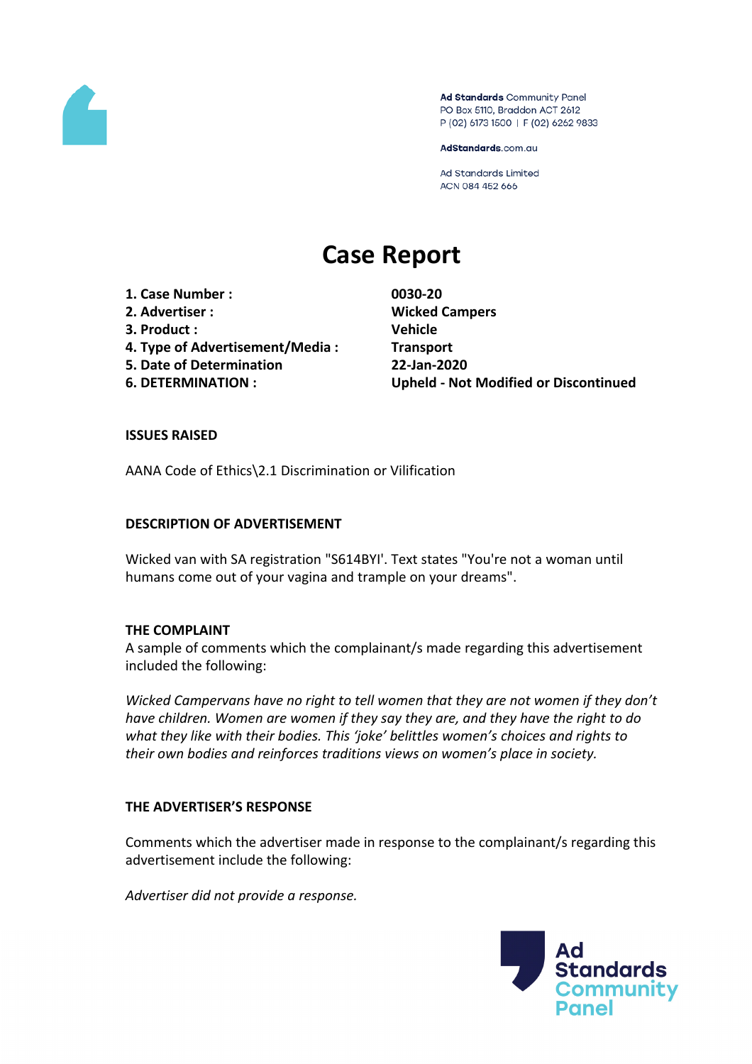Ad Standards Community Panel
PO Box 5110, Braddon ACT 2612
P (02) 6173 1500 | F (02) 6262 9833

AdStandards.com.au

Ad Standards Limited
ACN 084 452 666

# Case Report

| | |
|---|---|
| **1. Case Number :** | **0030-20** |
| **2. Advertiser :** | **Wicked Campers** |
| **3. Product :** | **Vehicle** |
| **4. Type of Advertisement/Media :** | **Transport** |
| **5. Date of Determination** | **22-Jan-2020** |
| **6. DETERMINATION :** | **Upheld - Not Modified or Discontinued** |

**ISSUES RAISED**

AANA Code of Ethics\2.1 Discrimination or Vilification

**DESCRIPTION OF ADVERTISEMENT**

Wicked van with SA registration "S614BYI'. Text states "You're not a woman until humans come out of your vagina and trample on your dreams".

**THE COMPLAINT**

A sample of comments which the complainant/s made regarding this advertisement included the following:

*Wicked Campervans have no right to tell women that they are not women if they don't have children. Women are women if they say they are, and they have the right to do what they like with their bodies. This 'joke' belittles women's choices and rights to their own bodies and reinforces traditions views on women's place in society.*

**THE ADVERTISER'S RESPONSE**

Comments which the advertiser made in response to the complainant/s regarding this advertisement include the following:

*Advertiser did not provide a response.*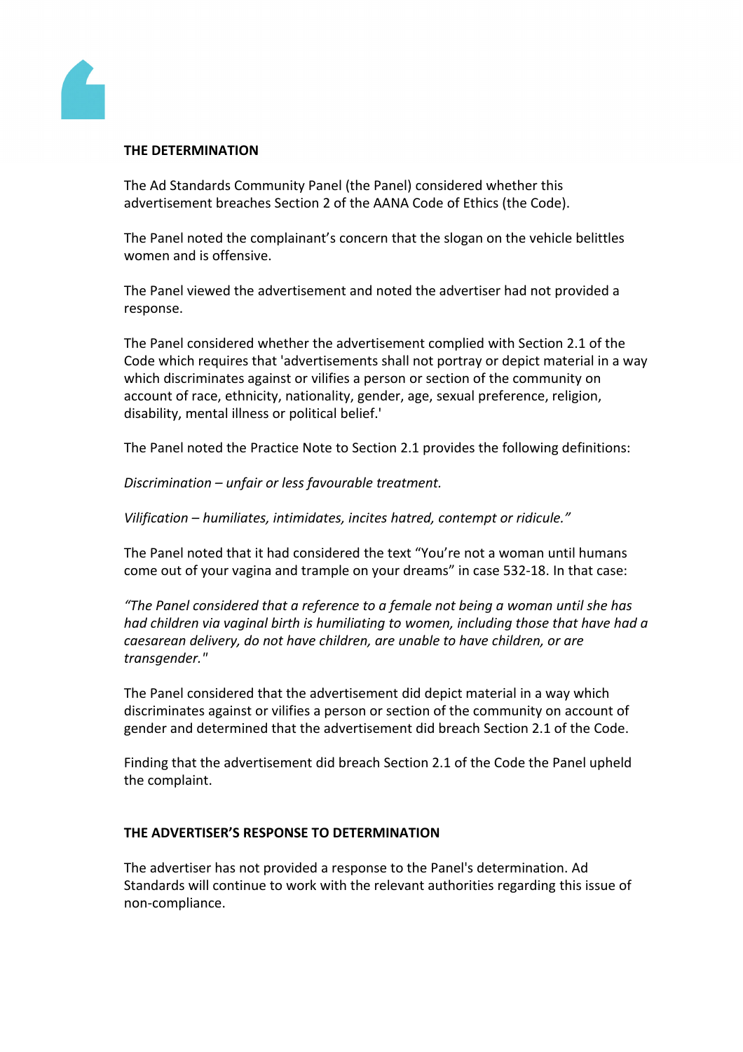**THE DETERMINATION**

The Ad Standards Community Panel (the Panel) considered whether this advertisement breaches Section 2 of the AANA Code of Ethics (the Code).

The Panel noted the complainant's concern that the slogan on the vehicle belittles women and is offensive.

The Panel viewed the advertisement and noted the advertiser had not provided a response.

The Panel considered whether the advertisement complied with Section 2.1 of the Code which requires that 'advertisements shall not portray or depict material in a way which discriminates against or vilifies a person or section of the community on account of race, ethnicity, nationality, gender, age, sexual preference, religion, disability, mental illness or political belief.'

The Panel noted the Practice Note to Section 2.1 provides the following definitions:

*Discrimination – unfair or less favourable treatment.*

*Vilification – humiliates, intimidates, incites hatred, contempt or ridicule."*

The Panel noted that it had considered the text "You're not a woman until humans come out of your vagina and trample on your dreams" in case 532-18. In that case:

*"The Panel considered that a reference to a female not being a woman until she has had children via vaginal birth is humiliating to women, including those that have had a caesarean delivery, do not have children, are unable to have children, or are transgender."*

The Panel considered that the advertisement did depict material in a way which discriminates against or vilifies a person or section of the community on account of gender and determined that the advertisement did breach Section 2.1 of the Code.

Finding that the advertisement did breach Section 2.1 of the Code the Panel upheld the complaint.

**THE ADVERTISER'S RESPONSE TO DETERMINATION**

The advertiser has not provided a response to the Panel's determination. Ad Standards will continue to work with the relevant authorities regarding this issue of non-compliance.